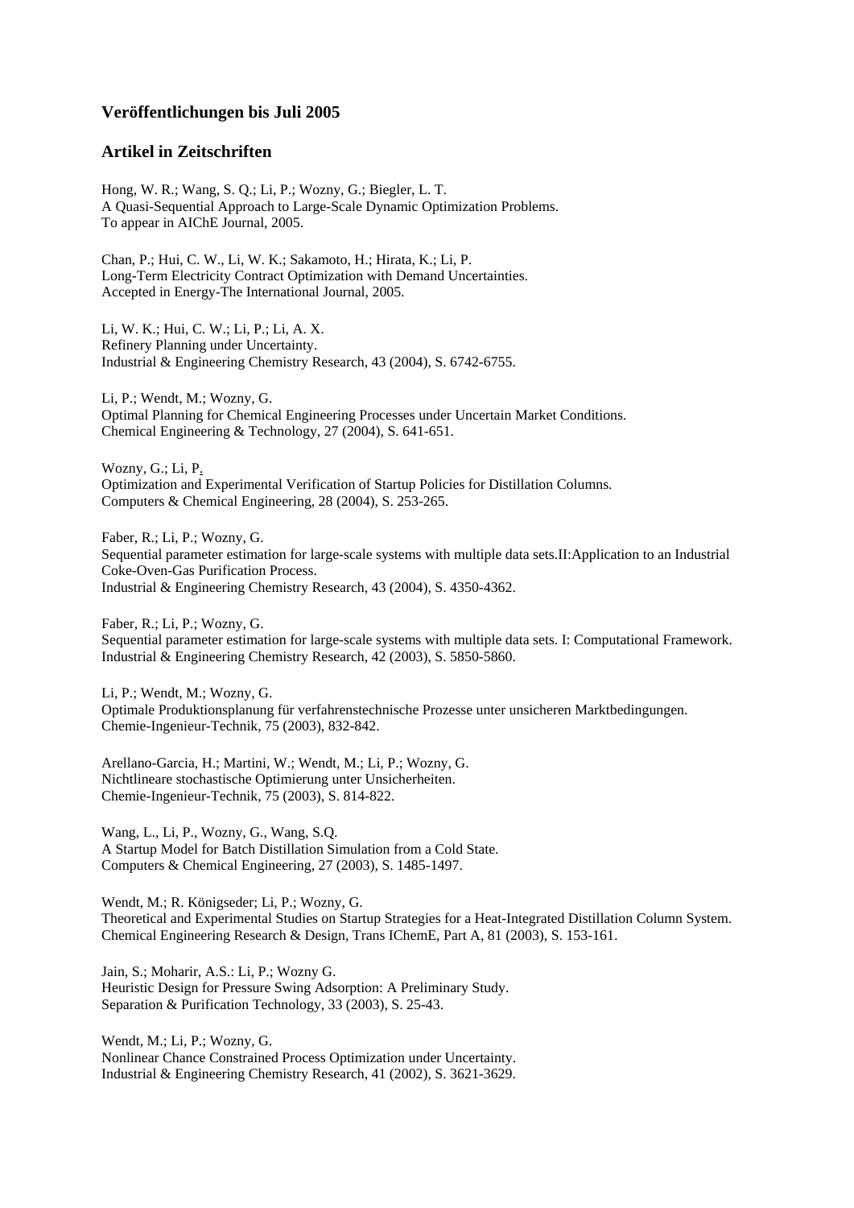### Veröffentlichungen bis Juli 2005

### Artikel in Zeitschriften

Hong, W. R.; Wang, S. Q.; Li, P.; Wozny, G.; Biegler, L. T.
A Quasi-Sequential Approach to Large-Scale Dynamic Optimization Problems.
To appear in AIChE Journal, 2005.

Chan, P.; Hui, C. W., Li, W. K.; Sakamoto, H.; Hirata, K.; Li, P.
Long-Term Electricity Contract Optimization with Demand Uncertainties.
Accepted in Energy-The International Journal, 2005.

Li, W. K.; Hui, C. W.; Li, P.; Li, A. X.
Refinery Planning under Uncertainty.
Industrial & Engineering Chemistry Research, 43 (2004), S. 6742-6755.

Li, P.; Wendt, M.; Wozny, G.
Optimal Planning for Chemical Engineering Processes under Uncertain Market Conditions.
Chemical Engineering & Technology, 27 (2004), S. 641-651.

Wozny, G.; Li, P.
Optimization and Experimental Verification of Startup Policies for Distillation Columns.
Computers & Chemical Engineering, 28 (2004), S. 253-265.

Faber, R.; Li, P.; Wozny, G.
Sequential parameter estimation for large-scale systems with multiple data sets.II:Application to an Industrial Coke-Oven-Gas Purification Process.
Industrial & Engineering Chemistry Research, 43 (2004), S. 4350-4362.

Faber, R.; Li, P.; Wozny, G.
Sequential parameter estimation for large-scale systems with multiple data sets. I: Computational Framework.
Industrial & Engineering Chemistry Research, 42 (2003), S. 5850-5860.

Li, P.; Wendt, M.; Wozny, G.
Optimale Produktionsplanung für verfahrenstechnische Prozesse unter unsicheren Marktbedingungen.
Chemie-Ingenieur-Technik, 75 (2003), 832-842.

Arellano-Garcia, H.; Martini, W.; Wendt, M.; Li, P.; Wozny, G.
Nichtlineare stochastische Optimierung unter Unsicherheiten.
Chemie-Ingenieur-Technik, 75 (2003), S. 814-822.

Wang, L., Li, P., Wozny, G., Wang, S.Q.
A Startup Model for Batch Distillation Simulation from a Cold State.
Computers & Chemical Engineering, 27 (2003), S. 1485-1497.

Wendt, M.; R. Königseder; Li, P.; Wozny, G.
Theoretical and Experimental Studies on Startup Strategies for a Heat-Integrated Distillation Column System.
Chemical Engineering Research & Design, Trans IChemE, Part A, 81 (2003), S. 153-161.

Jain, S.; Moharir, A.S.: Li, P.; Wozny G.
Heuristic Design for Pressure Swing Adsorption: A Preliminary Study.
Separation & Purification Technology, 33 (2003), S. 25-43.

Wendt, M.; Li, P.; Wozny, G.
Nonlinear Chance Constrained Process Optimization under Uncertainty.
Industrial & Engineering Chemistry Research, 41 (2002), S. 3621-3629.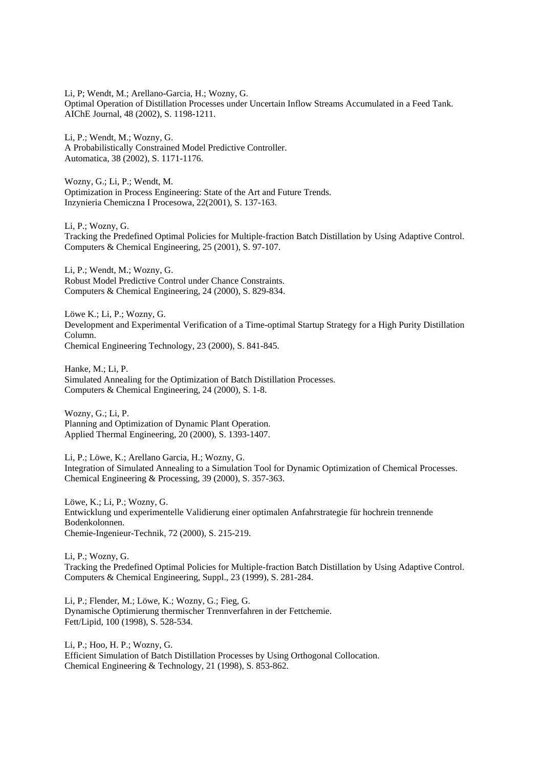Li, P; Wendt, M.; Arellano-Garcia, H.; Wozny, G.
Optimal Operation of Distillation Processes under Uncertain Inflow Streams Accumulated in a Feed Tank.
AIChE Journal, 48 (2002), S. 1198-1211.

Li, P.; Wendt, M.; Wozny, G.
A Probabilistically Constrained Model Predictive Controller.
Automatica, 38 (2002), S. 1171-1176.

Wozny, G.; Li, P.; Wendt, M.
Optimization in Process Engineering: State of the Art and Future Trends.
Inzynieria Chemiczna I Procesowa, 22(2001), S. 137-163.

Li, P.; Wozny, G.
Tracking the Predefined Optimal Policies for Multiple-fraction Batch Distillation by Using Adaptive Control.
Computers & Chemical Engineering, 25 (2001), S. 97-107.

Li, P.; Wendt, M.; Wozny, G.
Robust Model Predictive Control under Chance Constraints.
Computers & Chemical Engineering, 24 (2000), S. 829-834.

Löwe K.; Li, P.; Wozny, G.
Development and Experimental Verification of a Time-optimal Startup Strategy for a High Purity Distillation Column.
Chemical Engineering Technology, 23 (2000), S. 841-845.

Hanke, M.; Li, P.
Simulated Annealing for the Optimization of Batch Distillation Processes.
Computers & Chemical Engineering, 24 (2000), S. 1-8.

Wozny, G.; Li, P.
Planning and Optimization of Dynamic Plant Operation.
Applied Thermal Engineering, 20 (2000), S. 1393-1407.

Li, P.; Löwe, K.; Arellano Garcia, H.; Wozny, G.
Integration of Simulated Annealing to a Simulation Tool for Dynamic Optimization of Chemical Processes.
Chemical Engineering & Processing, 39 (2000), S. 357-363.

Löwe, K.; Li, P.; Wozny, G.
Entwicklung und experimentelle Validierung einer optimalen Anfahrstrategie für hochrein trennende Bodenkolonnen.
Chemie-Ingenieur-Technik, 72 (2000), S. 215-219.

Li, P.; Wozny, G.
Tracking the Predefined Optimal Policies for Multiple-fraction Batch Distillation by Using Adaptive Control.
Computers & Chemical Engineering, Suppl., 23 (1999), S. 281-284.

Li, P.; Flender, M.; Löwe, K.; Wozny, G.; Fieg, G.
Dynamische Optimierung thermischer Trennverfahren in der Fettchemie.
Fett/Lipid, 100 (1998), S. 528-534.

Li, P.; Hoo, H. P.; Wozny, G.
Efficient Simulation of Batch Distillation Processes by Using Orthogonal Collocation.
Chemical Engineering & Technology, 21 (1998), S. 853-862.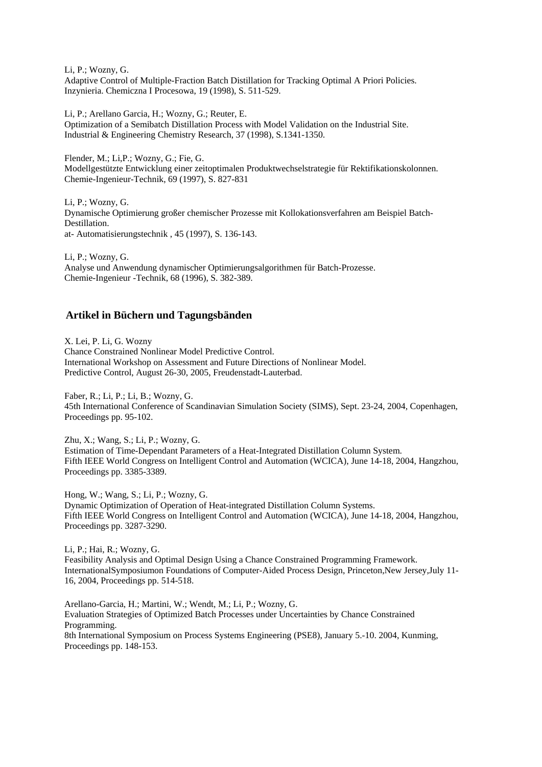Li, P.; Wozny, G.
Adaptive Control of Multiple-Fraction Batch Distillation for Tracking Optimal A Priori Policies.
Inzynieria. Chemiczna I Procesowa, 19 (1998), S. 511-529.

Li, P.; Arellano Garcia, H.; Wozny, G.; Reuter, E.
Optimization of a Semibatch Distillation Process with Model Validation on the Industrial Site.
Industrial & Engineering Chemistry Research, 37 (1998), S.1341-1350.

Flender, M.; Li,P.; Wozny, G.; Fie, G.
Modellgestützte Entwicklung einer zeitoptimalen Produktwechselstrategie für Rektifikationskolonnen.
Chemie-Ingenieur-Technik, 69 (1997), S. 827-831

Li, P.; Wozny, G.
Dynamische Optimierung großer chemischer Prozesse mit Kollokationsverfahren am Beispiel Batch-Destillation.
at- Automatisierungstechnik , 45 (1997), S. 136-143.

Li, P.; Wozny, G.
Analyse und Anwendung dynamischer Optimierungsalgorithmen für Batch-Prozesse.
Chemie-Ingenieur -Technik, 68 (1996), S. 382-389.

## Artikel in Büchern und Tagungsbänden

X. Lei, P. Li, G. Wozny
Chance Constrained Nonlinear Model Predictive Control.
International Workshop on Assessment and Future Directions of Nonlinear Model.
Predictive Control, August 26-30, 2005, Freudenstadt-Lauterbad.

Faber, R.; Li, P.; Li, B.; Wozny, G.
45th International Conference of Scandinavian Simulation Society (SIMS), Sept. 23-24, 2004, Copenhagen, Proceedings pp. 95-102.

Zhu, X.; Wang, S.; Li, P.; Wozny, G.
Estimation of Time-Dependant Parameters of a Heat-Integrated Distillation Column System.
Fifth IEEE World Congress on Intelligent Control and Automation (WCICA), June 14-18, 2004, Hangzhou, Proceedings pp. 3385-3389.

Hong, W.; Wang, S.; Li, P.; Wozny, G.
Dynamic Optimization of Operation of Heat-integrated Distillation Column Systems.
Fifth IEEE World Congress on Intelligent Control and Automation (WCICA), June 14-18, 2004, Hangzhou, Proceedings pp. 3287-3290.

Li, P.; Hai, R.; Wozny, G.
Feasibility Analysis and Optimal Design Using a Chance Constrained Programming Framework.
InternationalSymposiumon Foundations of Computer-Aided Process Design, Princeton,New Jersey,July 11-16, 2004, Proceedings pp. 514-518.

Arellano-Garcia, H.; Martini, W.; Wendt, M.; Li, P.; Wozny, G.
Evaluation Strategies of Optimized Batch Processes under Uncertainties by Chance Constrained Programming.
8th International Symposium on Process Systems Engineering (PSE8), January 5.-10. 2004, Kunming, Proceedings pp. 148-153.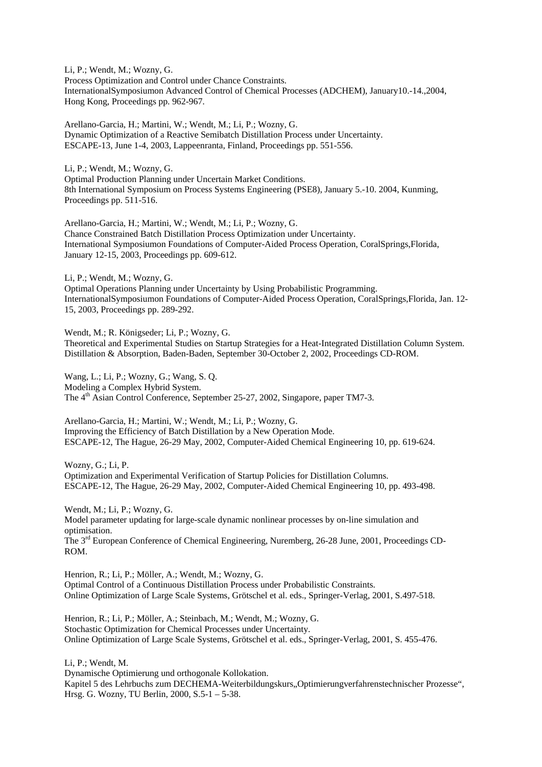Li, P.; Wendt, M.; Wozny, G.
Process Optimization and Control under Chance Constraints.
InternationalSymposiumon Advanced Control of Chemical Processes (ADCHEM), January10.-14.,2004, Hong Kong, Proceedings pp. 962-967.

Arellano-Garcia, H.; Martini, W.; Wendt, M.; Li, P.; Wozny, G.
Dynamic Optimization of a Reactive Semibatch Distillation Process under Uncertainty.
ESCAPE-13, June 1-4, 2003, Lappeenranta, Finland, Proceedings pp. 551-556.

Li, P.; Wendt, M.; Wozny, G.
Optimal Production Planning under Uncertain Market Conditions.
8th International Symposium on Process Systems Engineering (PSE8), January 5.-10. 2004, Kunming, Proceedings pp. 511-516.

Arellano-Garcia, H.; Martini, W.; Wendt, M.; Li, P.; Wozny, G.
Chance Constrained Batch Distillation Process Optimization under Uncertainty.
International Symposiumon Foundations of Computer-Aided Process Operation, CoralSprings,Florida, January 12-15, 2003, Proceedings pp. 609-612.

Li, P.; Wendt, M.; Wozny, G.
Optimal Operations Planning under Uncertainty by Using Probabilistic Programming.
InternationalSymposiumon Foundations of Computer-Aided Process Operation, CoralSprings,Florida, Jan. 12-15, 2003, Proceedings pp. 289-292.

Wendt, M.; R. Königseder; Li, P.; Wozny, G.
Theoretical and Experimental Studies on Startup Strategies for a Heat-Integrated Distillation Column System.
Distillation & Absorption, Baden-Baden, September 30-October 2, 2002, Proceedings CD-ROM.

Wang, L.; Li, P.; Wozny, G.; Wang, S. Q.
Modeling a Complex Hybrid System.
The 4th Asian Control Conference, September 25-27, 2002, Singapore, paper TM7-3.

Arellano-Garcia, H.; Martini, W.; Wendt, M.; Li, P.; Wozny, G.
Improving the Efficiency of Batch Distillation by a New Operation Mode.
ESCAPE-12, The Hague, 26-29 May, 2002, Computer-Aided Chemical Engineering 10, pp. 619-624.

Wozny, G.; Li, P.
Optimization and Experimental Verification of Startup Policies for Distillation Columns.
ESCAPE-12, The Hague, 26-29 May, 2002, Computer-Aided Chemical Engineering 10, pp. 493-498.

Wendt, M.; Li, P.; Wozny, G.
Model parameter updating for large-scale dynamic nonlinear processes by on-line simulation and optimisation.
The 3rd European Conference of Chemical Engineering, Nuremberg, 26-28 June, 2001, Proceedings CD-ROM.

Henrion, R.; Li, P.; Möller, A.; Wendt, M.; Wozny, G.
Optimal Control of a Continuous Distillation Process under Probabilistic Constraints.
Online Optimization of Large Scale Systems, Grötschel et al. eds., Springer-Verlag, 2001, S.497-518.

Henrion, R.; Li, P.; Möller, A.; Steinbach, M.; Wendt, M.; Wozny, G.
Stochastic Optimization for Chemical Processes under Uncertainty.
Online Optimization of Large Scale Systems, Grötschel et al. eds., Springer-Verlag, 2001, S. 455-476.

Li, P.; Wendt, M.
Dynamische Optimierung und orthogonale Kollokation.
Kapitel 5 des Lehrbuchs zum DECHEMA-Weiterbildungskurs„Optimierungverfahrenstechnischer Prozesse“, Hrsg. G. Wozny, TU Berlin, 2000, S.5-1 – 5-38.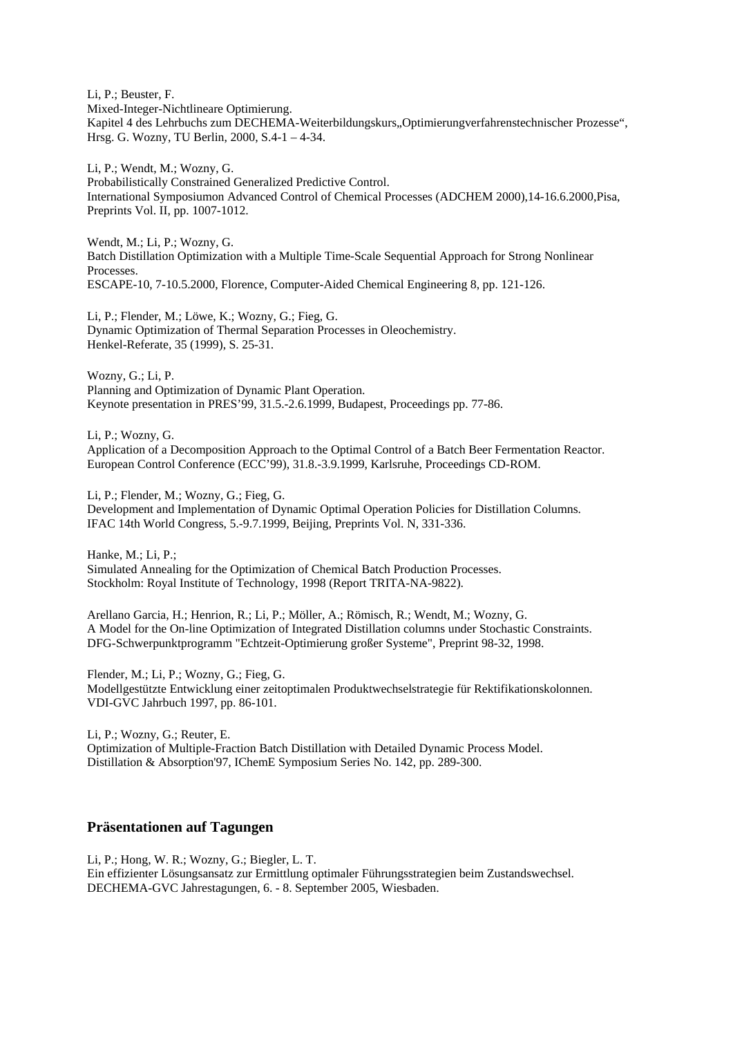Li, P.; Beuster, F.
Mixed-Integer-Nichtlineare Optimierung.
Kapitel 4 des Lehrbuchs zum DECHEMA-Weiterbildungskurs„Optimierungverfahrenstechnischer Prozesse“, Hrsg. G. Wozny, TU Berlin, 2000, S.4-1 – 4-34.

Li, P.; Wendt, M.; Wozny, G.
Probabilistically Constrained Generalized Predictive Control.
International Symposiumon Advanced Control of Chemical Processes (ADCHEM 2000),14-16.6.2000,Pisa, Preprints Vol. II, pp. 1007-1012.

Wendt, M.; Li, P.; Wozny, G.
Batch Distillation Optimization with a Multiple Time-Scale Sequential Approach for Strong Nonlinear Processes.
ESCAPE-10, 7-10.5.2000, Florence, Computer-Aided Chemical Engineering 8, pp. 121-126.

Li, P.; Flender, M.; Löwe, K.; Wozny, G.; Fieg, G.
Dynamic Optimization of Thermal Separation Processes in Oleochemistry.
Henkel-Referate, 35 (1999), S. 25-31.

Wozny, G.; Li, P.
Planning and Optimization of Dynamic Plant Operation.
Keynote presentation in PRES’99, 31.5.-2.6.1999, Budapest, Proceedings pp. 77-86.

Li, P.; Wozny, G.
Application of a Decomposition Approach to the Optimal Control of a Batch Beer Fermentation Reactor.
European Control Conference (ECC’99), 31.8.-3.9.1999, Karlsruhe, Proceedings CD-ROM.

Li, P.; Flender, M.; Wozny, G.; Fieg, G.
Development and Implementation of Dynamic Optimal Operation Policies for Distillation Columns.
IFAC 14th World Congress, 5.-9.7.1999, Beijing, Preprints Vol. N, 331-336.

Hanke, M.; Li, P.;
Simulated Annealing for the Optimization of Chemical Batch Production Processes.
Stockholm: Royal Institute of Technology, 1998 (Report TRITA-NA-9822).

Arellano Garcia, H.; Henrion, R.; Li, P.; Möller, A.; Römisch, R.; Wendt, M.; Wozny, G.
A Model for the On-line Optimization of Integrated Distillation columns under Stochastic Constraints.
DFG-Schwerpunktprogramm "Echtzeit-Optimierung großer Systeme", Preprint 98-32, 1998.

Flender, M.; Li, P.; Wozny, G.; Fieg, G.
Modellgestützte Entwicklung einer zeitoptimalen Produktwechselstrategie für Rektifikationskolonnen.
VDI-GVC Jahrbuch 1997, pp. 86-101.

Li, P.; Wozny, G.; Reuter, E.
Optimization of Multiple-Fraction Batch Distillation with Detailed Dynamic Process Model.
Distillation & Absorption'97, IChemE Symposium Series No. 142, pp. 289-300.

## Präsentationen auf Tagungen

Li, P.; Hong, W. R.; Wozny, G.; Biegler, L. T.
Ein effizienter Lösungsansatz zur Ermittlung optimaler Führungsstrategien beim Zustandswechsel.
DECHEMA-GVC Jahrestagungen, 6. - 8. September 2005, Wiesbaden.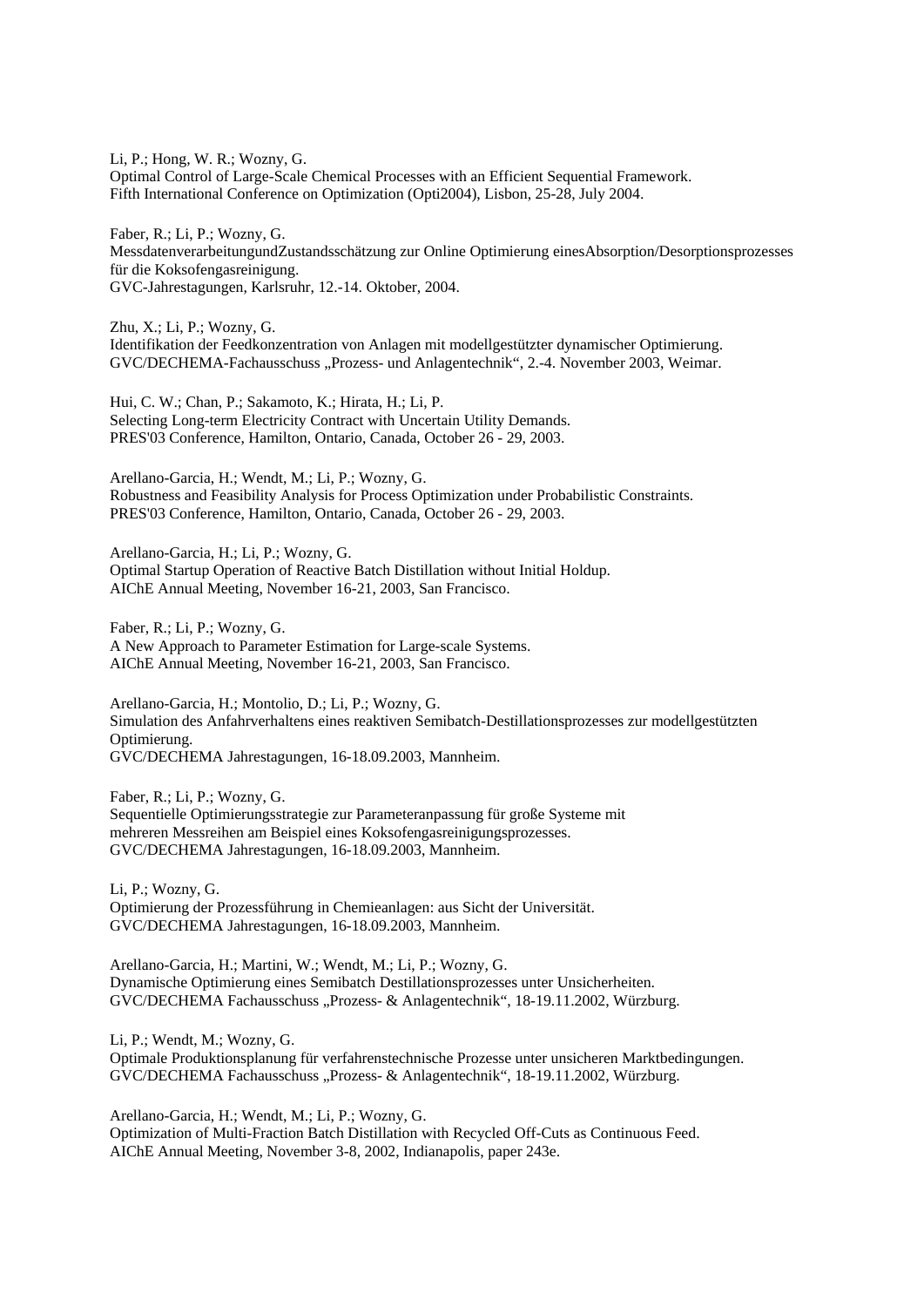Li, P.; Hong, W. R.; Wozny, G.
Optimal Control of Large-Scale Chemical Processes with an Efficient Sequential Framework.
Fifth International Conference on Optimization (Opti2004), Lisbon, 25-28, July 2004.

Faber, R.; Li, P.; Wozny, G.
MessdatenverarbeitungundZustandsschätzung zur Online Optimierung einesAbsorption/Desorptionsprozesses für die Koksofengasreinigung.
GVC-Jahrestagungen, Karlsruhr, 12.-14. Oktober, 2004.

Zhu, X.; Li, P.; Wozny, G.
Identifikation der Feedkonzentration von Anlagen mit modellgestützter dynamischer Optimierung.
GVC/DECHEMA-Fachausschuss „Prozess- und Anlagentechnik“, 2.-4. November 2003, Weimar.

Hui, C. W.; Chan, P.; Sakamoto, K.; Hirata, H.; Li, P.
Selecting Long-term Electricity Contract with Uncertain Utility Demands.
PRES'03 Conference, Hamilton, Ontario, Canada, October 26 - 29, 2003.

Arellano-Garcia, H.; Wendt, M.; Li, P.; Wozny, G.
Robustness and Feasibility Analysis for Process Optimization under Probabilistic Constraints.
PRES'03 Conference, Hamilton, Ontario, Canada, October 26 - 29, 2003.

Arellano-Garcia, H.; Li, P.; Wozny, G.
Optimal Startup Operation of Reactive Batch Distillation without Initial Holdup.
AIChE Annual Meeting, November 16-21, 2003, San Francisco.

Faber, R.; Li, P.; Wozny, G.
A New Approach to Parameter Estimation for Large-scale Systems.
AIChE Annual Meeting, November 16-21, 2003, San Francisco.

Arellano-Garcia, H.; Montolio, D.; Li, P.; Wozny, G.
Simulation des Anfahrverhaltens eines reaktiven Semibatch-Destillationsprozesses zur modellgestützten Optimierung.
GVC/DECHEMA Jahrestagungen, 16-18.09.2003, Mannheim.

Faber, R.; Li, P.; Wozny, G.
Sequentielle Optimierungsstrategie zur Parameteranpassung für große Systeme mit mehreren Messreihen am Beispiel eines Koksofengasreinigungsprozesses.
GVC/DECHEMA Jahrestagungen, 16-18.09.2003, Mannheim.

Li, P.; Wozny, G.
Optimierung der Prozessführung in Chemieanlagen: aus Sicht der Universität.
GVC/DECHEMA Jahrestagungen, 16-18.09.2003, Mannheim.

Arellano-Garcia, H.; Martini, W.; Wendt, M.; Li, P.; Wozny, G.
Dynamische Optimierung eines Semibatch Destillationsprozesses unter Unsicherheiten.
GVC/DECHEMA Fachausschuss „Prozess- & Anlagentechnik“, 18-19.11.2002, Würzburg.

Li, P.; Wendt, M.; Wozny, G.
Optimale Produktionsplanung für verfahrenstechnische Prozesse unter unsicheren Marktbedingungen.
GVC/DECHEMA Fachausschuss „Prozess- & Anlagentechnik“, 18-19.11.2002, Würzburg.

Arellano-Garcia, H.; Wendt, M.; Li, P.; Wozny, G.
Optimization of Multi-Fraction Batch Distillation with Recycled Off-Cuts as Continuous Feed.
AIChE Annual Meeting, November 3-8, 2002, Indianapolis, paper 243e.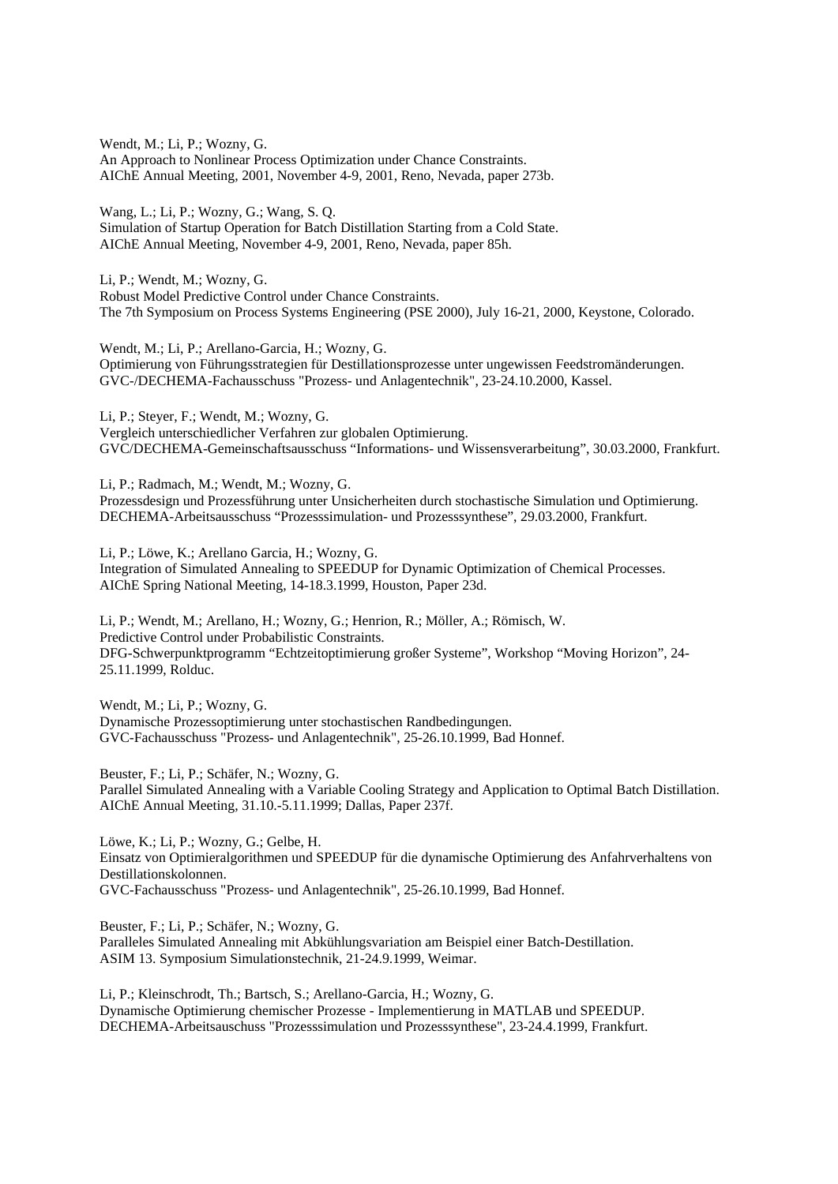Wendt, M.; Li, P.; Wozny, G.
An Approach to Nonlinear Process Optimization under Chance Constraints.
AIChE Annual Meeting, 2001, November 4-9, 2001, Reno, Nevada, paper 273b.

Wang, L.; Li, P.; Wozny, G.; Wang, S. Q.
Simulation of Startup Operation for Batch Distillation Starting from a Cold State.
AIChE Annual Meeting, November 4-9, 2001, Reno, Nevada, paper 85h.

Li, P.; Wendt, M.; Wozny, G.
Robust Model Predictive Control under Chance Constraints.
The 7th Symposium on Process Systems Engineering (PSE 2000), July 16-21, 2000, Keystone, Colorado.

Wendt, M.; Li, P.; Arellano-Garcia, H.; Wozny, G.
Optimierung von Führungsstrategien für Destillationsprozesse unter ungewissen Feedstromänderungen.
GVC-/DECHEMA-Fachausschuss "Prozess- und Anlagentechnik", 23-24.10.2000, Kassel.

Li, P.; Steyer, F.; Wendt, M.; Wozny, G.
Vergleich unterschiedlicher Verfahren zur globalen Optimierung.
GVC/DECHEMA-Gemeinschaftsausschuss "Informations- und Wissensverarbeitung", 30.03.2000, Frankfurt.

Li, P.; Radmach, M.; Wendt, M.; Wozny, G.
Prozessdesign und Prozessführung unter Unsicherheiten durch stochastische Simulation und Optimierung.
DECHEMA-Arbeitsausschuss "Prozesssimulation- und Prozesssynthese", 29.03.2000, Frankfurt.

Li, P.; Löwe, K.; Arellano Garcia, H.; Wozny, G.
Integration of Simulated Annealing to SPEEDUP for Dynamic Optimization of Chemical Processes.
AIChE Spring National Meeting, 14-18.3.1999, Houston, Paper 23d.

Li, P.; Wendt, M.; Arellano, H.; Wozny, G.; Henrion, R.; Möller, A.; Römisch, W.
Predictive Control under Probabilistic Constraints.
DFG-Schwerpunktprogramm "Echtzeitoptimierung großer Systeme", Workshop "Moving Horizon", 24-25.11.1999, Rolduc.

Wendt, M.; Li, P.; Wozny, G.
Dynamische Prozessoptimierung unter stochastischen Randbedingungen.
GVC-Fachausschuss "Prozess- und Anlagentechnik", 25-26.10.1999, Bad Honnef.

Beuster, F.; Li, P.; Schäfer, N.; Wozny, G.
Parallel Simulated Annealing with a Variable Cooling Strategy and Application to Optimal Batch Distillation.
AIChE Annual Meeting, 31.10.-5.11.1999; Dallas, Paper 237f.

Löwe, K.; Li, P.; Wozny, G.; Gelbe, H.
Einsatz von Optimieralgorithmen und SPEEDUP für die dynamische Optimierung des Anfahrverhaltens von Destillationskolonnen.
GVC-Fachausschuss "Prozess- und Anlagentechnik", 25-26.10.1999, Bad Honnef.

Beuster, F.; Li, P.; Schäfer, N.; Wozny, G.
Paralleles Simulated Annealing mit Abkühlungsvariation am Beispiel einer Batch-Destillation.
ASIM 13. Symposium Simulationstechnik, 21-24.9.1999, Weimar.

Li, P.; Kleinschrodt, Th.; Bartsch, S.; Arellano-Garcia, H.; Wozny, G.
Dynamische Optimierung chemischer Prozesse - Implementierung in MATLAB und SPEEDUP.
DECHEMA-Arbeitsauschuss "Prozesssimulation und Prozesssynthese", 23-24.4.1999, Frankfurt.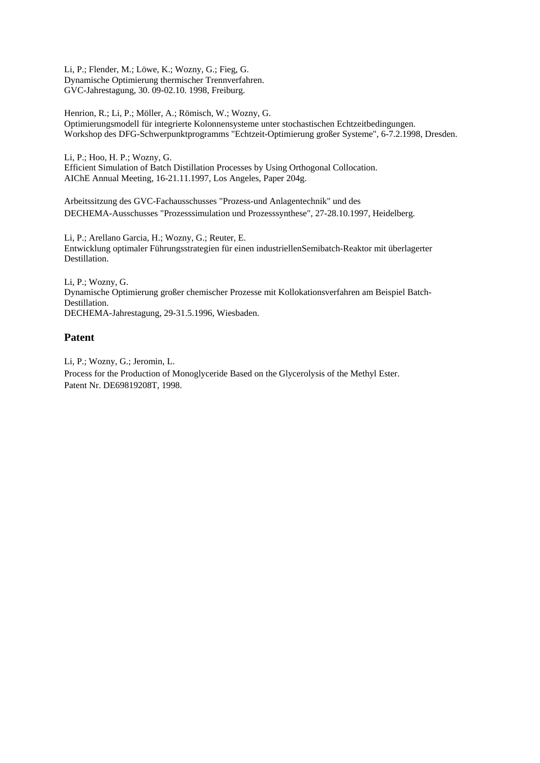Li, P.; Flender, M.; Löwe, K.; Wozny, G.; Fieg, G.
Dynamische Optimierung thermischer Trennverfahren.
GVC-Jahrestagung, 30. 09-02.10. 1998, Freiburg.

Henrion, R.; Li, P.; Möller, A.; Römisch, W.; Wozny, G.
Optimierungsmodell für integrierte Kolonnensysteme unter stochastischen Echtzeitbedingungen.
Workshop des DFG-Schwerpunktprogramms "Echtzeit-Optimierung großer Systeme", 6-7.2.1998, Dresden.

Li, P.; Hoo, H. P.; Wozny, G.
Efficient Simulation of Batch Distillation Processes by Using Orthogonal Collocation.
AIChE Annual Meeting, 16-21.11.1997, Los Angeles, Paper 204g.

Arbeitssitzung des GVC-Fachausschusses "Prozess-und Anlagentechnik" und des
DECHEMA-Ausschusses "Prozesssimulation und Prozesssynthese", 27-28.10.1997, Heidelberg.

Li, P.; Arellano Garcia, H.; Wozny, G.; Reuter, E.
Entwicklung optimaler Führungsstrategien für einen industriellenSemibatch-Reaktor mit überlagerter Destillation.

Li, P.; Wozny, G.
Dynamische Optimierung großer chemischer Prozesse mit Kollokationsverfahren am Beispiel Batch-Destillation.
DECHEMA-Jahrestagung, 29-31.5.1996, Wiesbaden.

## Patent

Li, P.; Wozny, G.; Jeromin, L.
Process for the Production of Monoglyceride Based on the Glycerolysis of the Methyl Ester.
Patent Nr. DE69819208T, 1998.